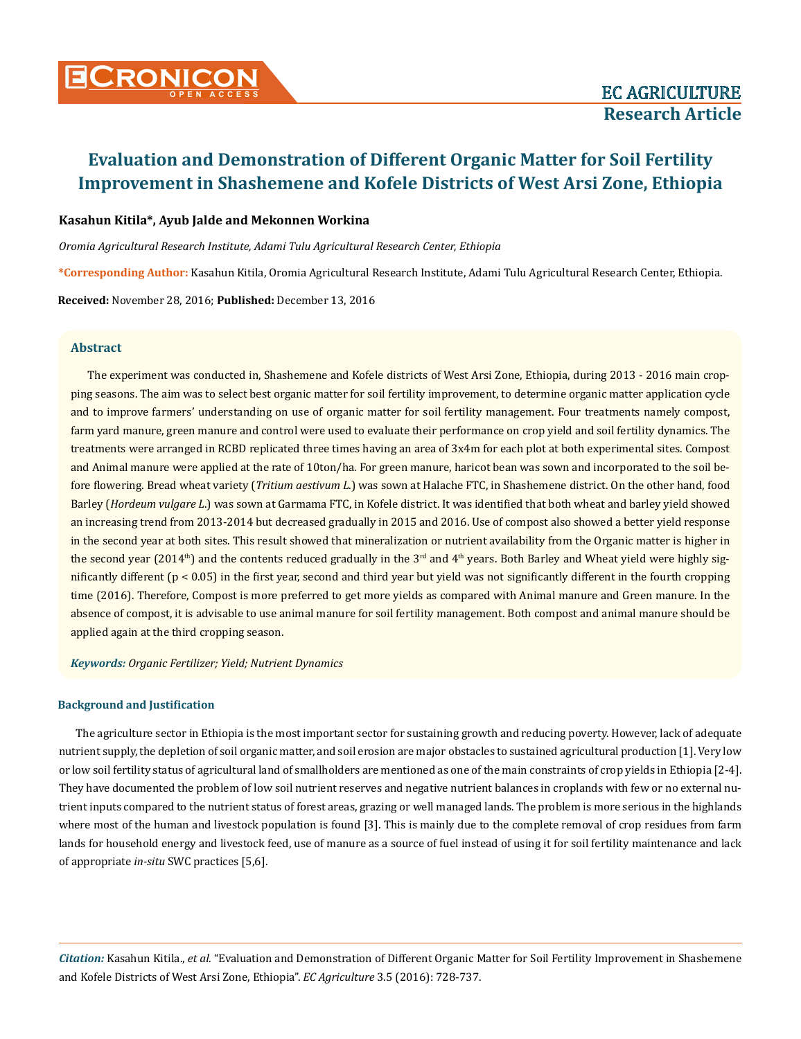# Evaluation and Demonstration of Different Organic Matter for Soil Fertility Improvement in Shashemene and Kofele Districts of West Arsi Zone, Ethiopia

**Kasahun Kitila*, Ayub Jalde and Mekonnen Workina**

*Oromia Agricultural Research Institute, Adami Tulu Agricultural Research Center, Ethiopia*

***Corresponding Author:** Kasahun Kitila, Oromia Agricultural Research Institute, Adami Tulu Agricultural Research Center, Ethiopia.

**Received:** November 28, 2016; **Published:** December 13, 2016

## Abstract

The experiment was conducted in, Shashemene and Kofele districts of West Arsi Zone, Ethiopia, during 2013 - 2016 main cropping seasons. The aim was to select best organic matter for soil fertility improvement, to determine organic matter application cycle and to improve farmers' understanding on use of organic matter for soil fertility management. Four treatments namely compost, farm yard manure, green manure and control were used to evaluate their performance on crop yield and soil fertility dynamics. The treatments were arranged in RCBD replicated three times having an area of 3x4m for each plot at both experimental sites. Compost and Animal manure were applied at the rate of 10ton/ha. For green manure, haricot bean was sown and incorporated to the soil before flowering. Bread wheat variety (*Tritium aestivum L.*) was sown at Halache FTC, in Shashemene district. On the other hand, food Barley (*Hordeum vulgare L.*) was sown at Garmama FTC, in Kofele district. It was identified that both wheat and barley yield showed an increasing trend from 2013-2014 but decreased gradually in 2015 and 2016. Use of compost also showed a better yield response in the second year at both sites. This result showed that mineralization or nutrient availability from the Organic matter is higher in the second year (2014th) and the contents reduced gradually in the 3rd and 4th years. Both Barley and Wheat yield were highly significantly different ($p < 0.05$) in the first year, second and third year but yield was not significantly different in the fourth cropping time (2016). Therefore, Compost is more preferred to get more yields as compared with Animal manure and Green manure. In the absence of compost, it is advisable to use animal manure for soil fertility management. Both compost and animal manure should be applied again at the third cropping season.

***Keywords:** Organic Fertilizer; Yield; Nutrient Dynamics*

## Background and Justification

The agriculture sector in Ethiopia is the most important sector for sustaining growth and reducing poverty. However, lack of adequate nutrient supply, the depletion of soil organic matter, and soil erosion are major obstacles to sustained agricultural production [1]. Very low or low soil fertility status of agricultural land of smallholders are mentioned as one of the main constraints of crop yields in Ethiopia [2-4]. They have documented the problem of low soil nutrient reserves and negative nutrient balances in croplands with few or no external nutrient inputs compared to the nutrient status of forest areas, grazing or well managed lands. The problem is more serious in the highlands where most of the human and livestock population is found [3]. This is mainly due to the complete removal of crop residues from farm lands for household energy and livestock feed, use of manure as a source of fuel instead of using it for soil fertility maintenance and lack of appropriate *in-situ* SWC practices [5,6].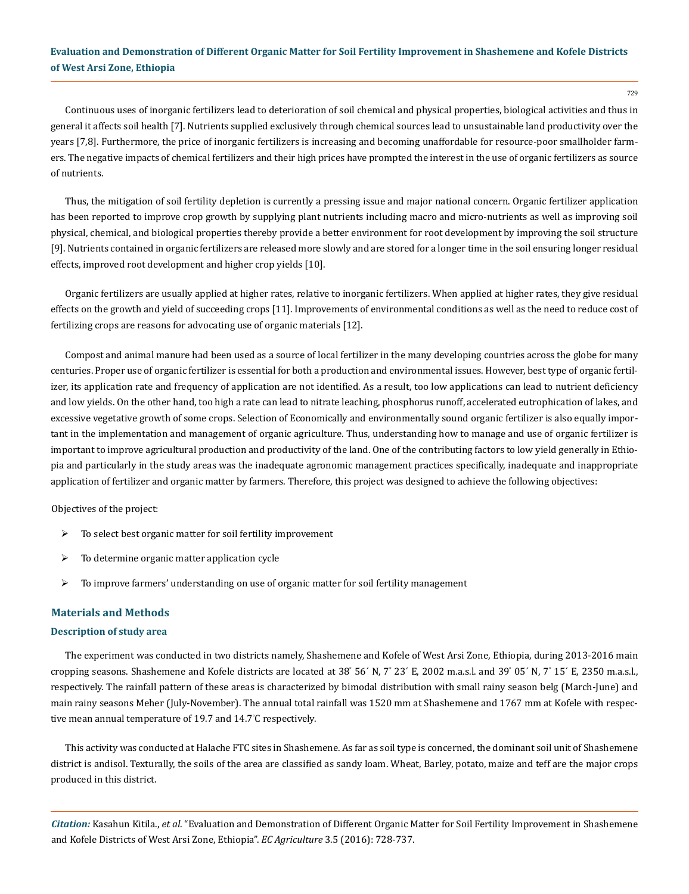Continuous uses of inorganic fertilizers lead to deterioration of soil chemical and physical properties, biological activities and thus in general it affects soil health [7]. Nutrients supplied exclusively through chemical sources lead to unsustainable land productivity over the years [7,8]. Furthermore, the price of inorganic fertilizers is increasing and becoming unaffordable for resource-poor smallholder farmers. The negative impacts of chemical fertilizers and their high prices have prompted the interest in the use of organic fertilizers as source of nutrients.

Thus, the mitigation of soil fertility depletion is currently a pressing issue and major national concern. Organic fertilizer application has been reported to improve crop growth by supplying plant nutrients including macro and micro-nutrients as well as improving soil physical, chemical, and biological properties thereby provide a better environment for root development by improving the soil structure [9]. Nutrients contained in organic fertilizers are released more slowly and are stored for a longer time in the soil ensuring longer residual effects, improved root development and higher crop yields [10].

Organic fertilizers are usually applied at higher rates, relative to inorganic fertilizers. When applied at higher rates, they give residual effects on the growth and yield of succeeding crops [11]. Improvements of environmental conditions as well as the need to reduce cost of fertilizing crops are reasons for advocating use of organic materials [12].

Compost and animal manure had been used as a source of local fertilizer in the many developing countries across the globe for many centuries. Proper use of organic fertilizer is essential for both a production and environmental issues. However, best type of organic fertilizer, its application rate and frequency of application are not identified. As a result, too low applications can lead to nutrient deficiency and low yields. On the other hand, too high a rate can lead to nitrate leaching, phosphorus runoff, accelerated eutrophication of lakes, and excessive vegetative growth of some crops. Selection of Economically and environmentally sound organic fertilizer is also equally important in the implementation and management of organic agriculture. Thus, understanding how to manage and use of organic fertilizer is important to improve agricultural production and productivity of the land. One of the contributing factors to low yield generally in Ethiopia and particularly in the study areas was the inadequate agronomic management practices specifically, inadequate and inappropriate application of fertilizer and organic matter by farmers. Therefore, this project was designed to achieve the following objectives:

Objectives of the project:

- To select best organic matter for soil fertility improvement
- To determine organic matter application cycle
- To improve farmers' understanding on use of organic matter for soil fertility management

## Materials and Methods

### Description of study area

The experiment was conducted in two districts namely, Shashemene and Kofele of West Arsi Zone, Ethiopia, during 2013-2016 main cropping seasons. Shashemene and Kofele districts are located at 38° 56´ N, 7° 23´ E, 2002 m.a.s.l. and 39° 05´ N, 7° 15´ E, 2350 m.a.s.l., respectively. The rainfall pattern of these areas is characterized by bimodal distribution with small rainy season belg (March-June) and main rainy seasons Meher (July-November). The annual total rainfall was 1520 mm at Shashemene and 1767 mm at Kofele with respective mean annual temperature of 19.7 and 14.7°C respectively.

This activity was conducted at Halache FTC sites in Shashemene. As far as soil type is concerned, the dominant soil unit of Shashemene district is andisol. Texturally, the soils of the area are classified as sandy loam. Wheat, Barley, potato, maize and teff are the major crops produced in this district.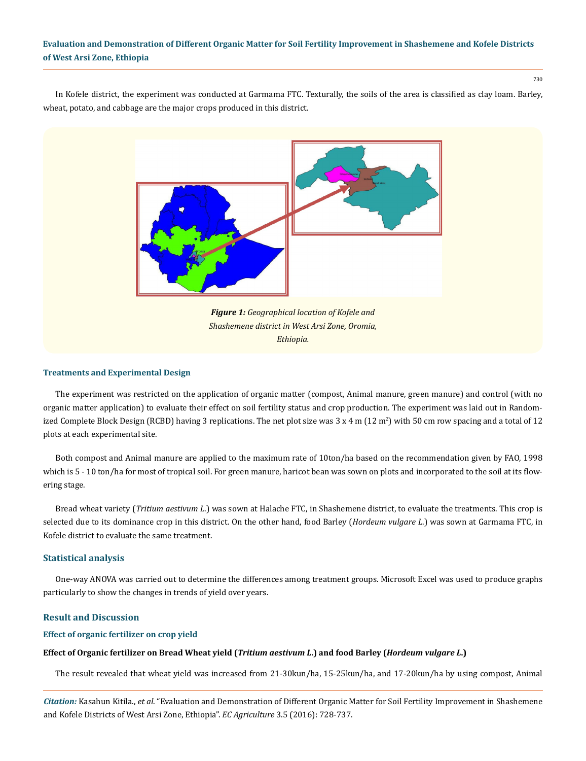In Kofele district, the experiment was conducted at Garmama FTC. Texturally, the soils of the area is classified as clay loam. Barley, wheat, potato, and cabbage are the major crops produced in this district.

***Figure 1:*** *Geographical location of Kofele and Shashemene district in West Arsi Zone, Oromia, Ethiopia.*

### Treatments and Experimental Design

The experiment was restricted on the application of organic matter (compost, Animal manure, green manure) and control (with no organic matter application) to evaluate their effect on soil fertility status and crop production. The experiment was laid out in Randomized Complete Block Design (RCBD) having 3 replications. The net plot size was 3 x 4 m (12 $m^2$) with 50 cm row spacing and a total of 12 plots at each experimental site.

Both compost and Animal manure are applied to the maximum rate of 10ton/ha based on the recommendation given by FAO, 1998 which is 5 - 10 ton/ha for most of tropical soil. For green manure, haricot bean was sown on plots and incorporated to the soil at its flowering stage.

Bread wheat variety (*Tritium aestivum L.*) was sown at Halache FTC, in Shashemene district, to evaluate the treatments. This crop is selected due to its dominance crop in this district. On the other hand, food Barley (*Hordeum vulgare L.*) was sown at Garmama FTC, in Kofele district to evaluate the same treatment.

## Statistical analysis

One-way ANOVA was carried out to determine the differences among treatment groups. Microsoft Excel was used to produce graphs particularly to show the changes in trends of yield over years.

## Result and Discussion

### Effect of organic fertilizer on crop yield

**Effect of Organic fertilizer on Bread Wheat yield (*Tritium aestivum L.*) and food Barley (*Hordeum vulgare L.*)**

The result revealed that wheat yield was increased from 21-30kun/ha, 15-25kun/ha, and 17-20kun/ha by using compost, Animal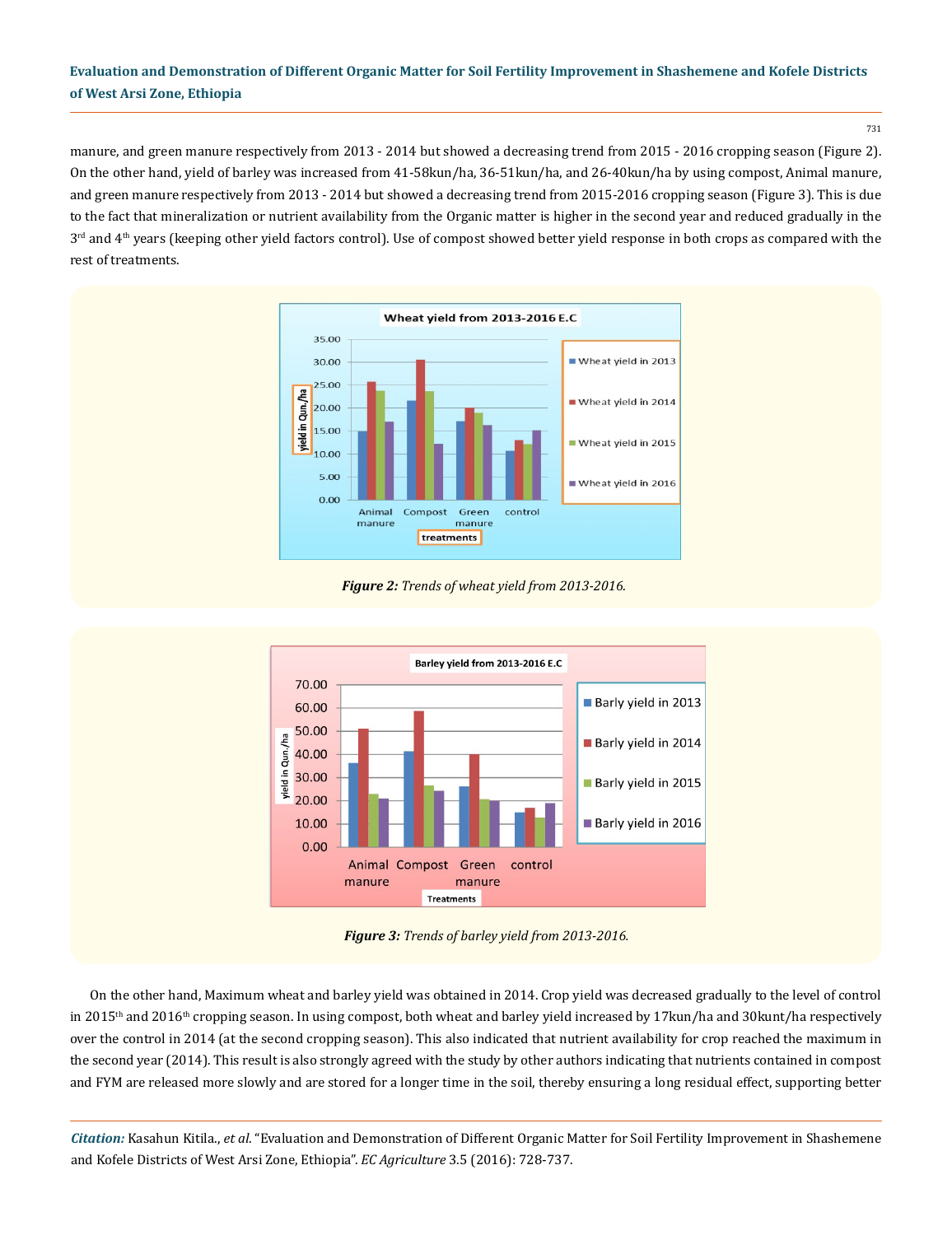manure, and green manure respectively from 2013 - 2014 but showed a decreasing trend from 2015 - 2016 cropping season (Figure 2). On the other hand, yield of barley was increased from 41-58kun/ha, 36-51kun/ha, and 26-40kun/ha by using compost, Animal manure, and green manure respectively from 2013 - 2014 but showed a decreasing trend from 2015-2016 cropping season (Figure 3). This is due to the fact that mineralization or nutrient availability from the Organic matter is higher in the second year and reduced gradually in the 3rd and 4th years (keeping other yield factors control). Use of compost showed better yield response in both crops as compared with the rest of treatments.

*Figure 2: Trends of wheat yield from 2013-2016.*

*Figure 3: Trends of barley yield from 2013-2016.*

On the other hand, Maximum wheat and barley yield was obtained in 2014. Crop yield was decreased gradually to the level of control in 2015th and 2016th cropping season. In using compost, both wheat and barley yield increased by 17kun/ha and 30kunt/ha respectively over the control in 2014 (at the second cropping season). This also indicated that nutrient availability for crop reached the maximum in the second year (2014). This result is also strongly agreed with the study by other authors indicating that nutrients contained in compost and FYM are released more slowly and are stored for a longer time in the soil, thereby ensuring a long residual effect, supporting better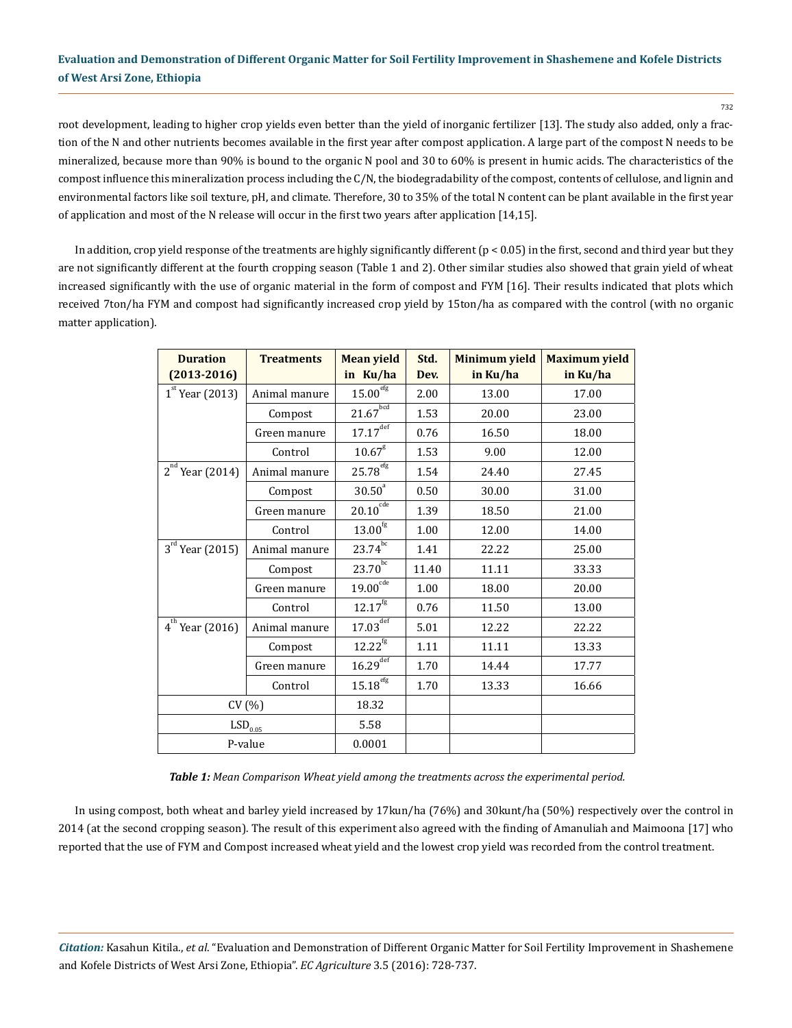root development, leading to higher crop yields even better than the yield of inorganic fertilizer [13]. The study also added, only a fraction of the N and other nutrients becomes available in the first year after compost application. A large part of the compost N needs to be mineralized, because more than 90% is bound to the organic N pool and 30 to 60% is present in humic acids. The characteristics of the compost influence this mineralization process including the C/N, the biodegradability of the compost, contents of cellulose, and lignin and environmental factors like soil texture, pH, and climate. Therefore, 30 to 35% of the total N content can be plant available in the first year of application and most of the N release will occur in the first two years after application [14,15].

In addition, crop yield response of the treatments are highly significantly different ($p < 0.05$) in the first, second and third year but they are not significantly different at the fourth cropping season (Table 1 and 2). Other similar studies also showed that grain yield of wheat increased significantly with the use of organic material in the form of compost and FYM [16]. Their results indicated that plots which received 7ton/ha FYM and compost had significantly increased crop yield by 15ton/ha as compared with the control (with no organic matter application).

| Duration (2013-2016) | Treatments | Mean yield in Ku/ha | Std. Dev. | Minimum yield in Ku/ha | Maximum yield in Ku/ha |
|---|---|---|---|---|---|
| 1st Year (2013) | Animal manure | 15.00 efg | 2.00 | 13.00 | 17.00 |
| | Compost | 21.67 bcd | 1.53 | 20.00 | 23.00 |
| | Green manure | 17.17 def | 0.76 | 16.50 | 18.00 |
| | Control | 10.67 g | 1.53 | 9.00 | 12.00 |
| 2nd Year (2014) | Animal manure | 25.78 efg | 1.54 | 24.40 | 27.45 |
| | Compost | 30.50 a | 0.50 | 30.00 | 31.00 |
| | Green manure | 20.10 cde | 1.39 | 18.50 | 21.00 |
| | Control | 13.00 fg | 1.00 | 12.00 | 14.00 |
| 3rd Year (2015) | Animal manure | 23.74 bc | 1.41 | 22.22 | 25.00 |
| | Compost | 23.70 bc | 11.40 | 11.11 | 33.33 |
| | Green manure | 19.00 cde | 1.00 | 18.00 | 20.00 |
| | Control | 12.17 fg | 0.76 | 11.50 | 13.00 |
| 4th Year (2016) | Animal manure | 17.03 def | 5.01 | 12.22 | 22.22 |
| | Compost | 12.22 fg | 1.11 | 11.11 | 13.33 |
| | Green manure | 16.29 def | 1.70 | 14.44 | 17.77 |
| | Control | 15.18 efg | 1.70 | 13.33 | 16.66 |
| CV (%) | | 18.32 | | | |
| $LSD_{0.05}$ | | 5.58 | | | |
| P-value | | 0.0001 | | | |

***Table 1:*** *Mean Comparison Wheat yield among the treatments across the experimental period.*

In using compost, both wheat and barley yield increased by 17kun/ha (76%) and 30kunt/ha (50%) respectively over the control in 2014 (at the second cropping season). The result of this experiment also agreed with the finding of Amanuliah and Maimoona [17] who reported that the use of FYM and Compost increased wheat yield and the lowest crop yield was recorded from the control treatment.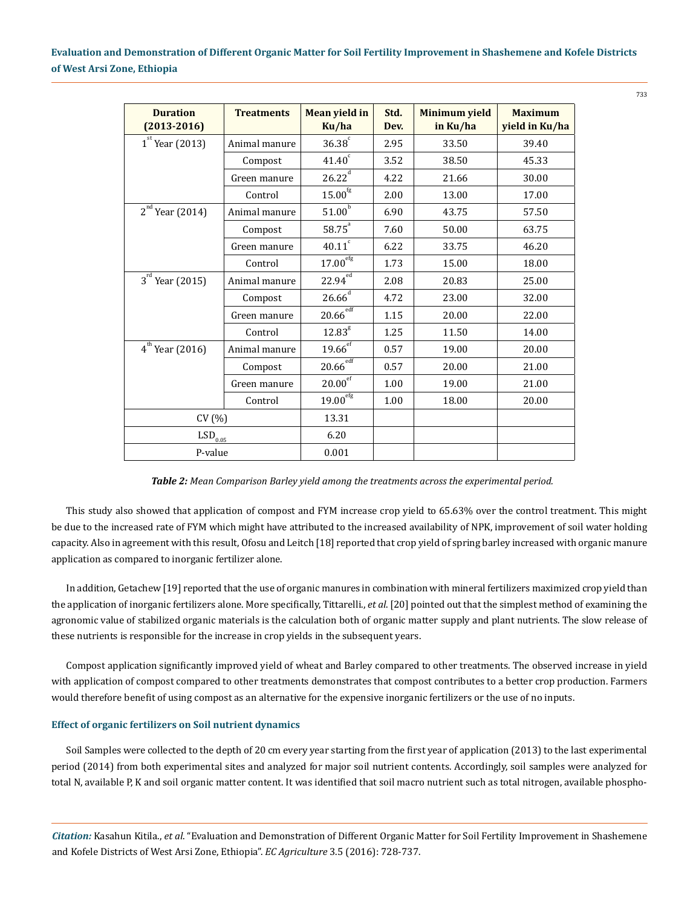| Duration (2013-2016) | Treatments | Mean yield in Ku/ha | Std. Dev. | Minimum yield in Ku/ha | Maximum yield in Ku/ha |
|---|---|---|---|---|---|
| 1st Year (2013) | Animal manure | $36.38^{c}$ | 2.95 | 33.50 | 39.40 |
| | Compost | $41.40^{c}$ | 3.52 | 38.50 | 45.33 |
| | Green manure | $26.22^{d}$ | 4.22 | 21.66 | 30.00 |
| | Control | $15.00^{fg}$ | 2.00 | 13.00 | 17.00 |
| 2nd Year (2014) | Animal manure | $51.00^{b}$ | 6.90 | 43.75 | 57.50 |
| | Compost | $58.75^{a}$ | 7.60 | 50.00 | 63.75 |
| | Green manure | $40.11^{c}$ | 6.22 | 33.75 | 46.20 |
| | Control | $17.00^{efg}$ | 1.73 | 15.00 | 18.00 |
| 3rd Year (2015) | Animal manure | $22.94^{ed}$ | 2.08 | 20.83 | 25.00 |
| | Compost | $26.66^{d}$ | 4.72 | 23.00 | 32.00 |
| | Green manure | $20.66^{edf}$ | 1.15 | 20.00 | 22.00 |
| | Control | $12.83^{g}$ | 1.25 | 11.50 | 14.00 |
| 4th Year (2016) | Animal manure | $19.66^{ef}$ | 0.57 | 19.00 | 20.00 |
| | Compost | $20.66^{edf}$ | 0.57 | 20.00 | 21.00 |
| | Green manure | $20.00^{ef}$ | 1.00 | 19.00 | 21.00 |
| | Control | $19.00^{efg}$ | 1.00 | 18.00 | 20.00 |
| CV (%) | | 13.31 | | | |
| $LSD_{0.05}$ | | 6.20 | | | |
| P-value | | 0.001 | | | |

***Table 2:*** *Mean Comparison Barley yield among the treatments across the experimental period.*

This study also showed that application of compost and FYM increase crop yield to 65.63% over the control treatment. This might be due to the increased rate of FYM which might have attributed to the increased availability of NPK, improvement of soil water holding capacity. Also in agreement with this result, Ofosu and Leitch [18] reported that crop yield of spring barley increased with organic manure application as compared to inorganic fertilizer alone.

In addition, Getachew [19] reported that the use of organic manures in combination with mineral fertilizers maximized crop yield than the application of inorganic fertilizers alone. More specifically, Tittarelli., *et al*. [20] pointed out that the simplest method of examining the agronomic value of stabilized organic materials is the calculation both of organic matter supply and plant nutrients. The slow release of these nutrients is responsible for the increase in crop yields in the subsequent years.

Compost application significantly improved yield of wheat and Barley compared to other treatments. The observed increase in yield with application of compost compared to other treatments demonstrates that compost contributes to a better crop production. Farmers would therefore benefit of using compost as an alternative for the expensive inorganic fertilizers or the use of no inputs.

### Effect of organic fertilizers on Soil nutrient dynamics

Soil Samples were collected to the depth of 20 cm every year starting from the first year of application (2013) to the last experimental period (2014) from both experimental sites and analyzed for major soil nutrient contents. Accordingly, soil samples were analyzed for total N, available P, K and soil organic matter content. It was identified that soil macro nutrient such as total nitrogen, available phospho-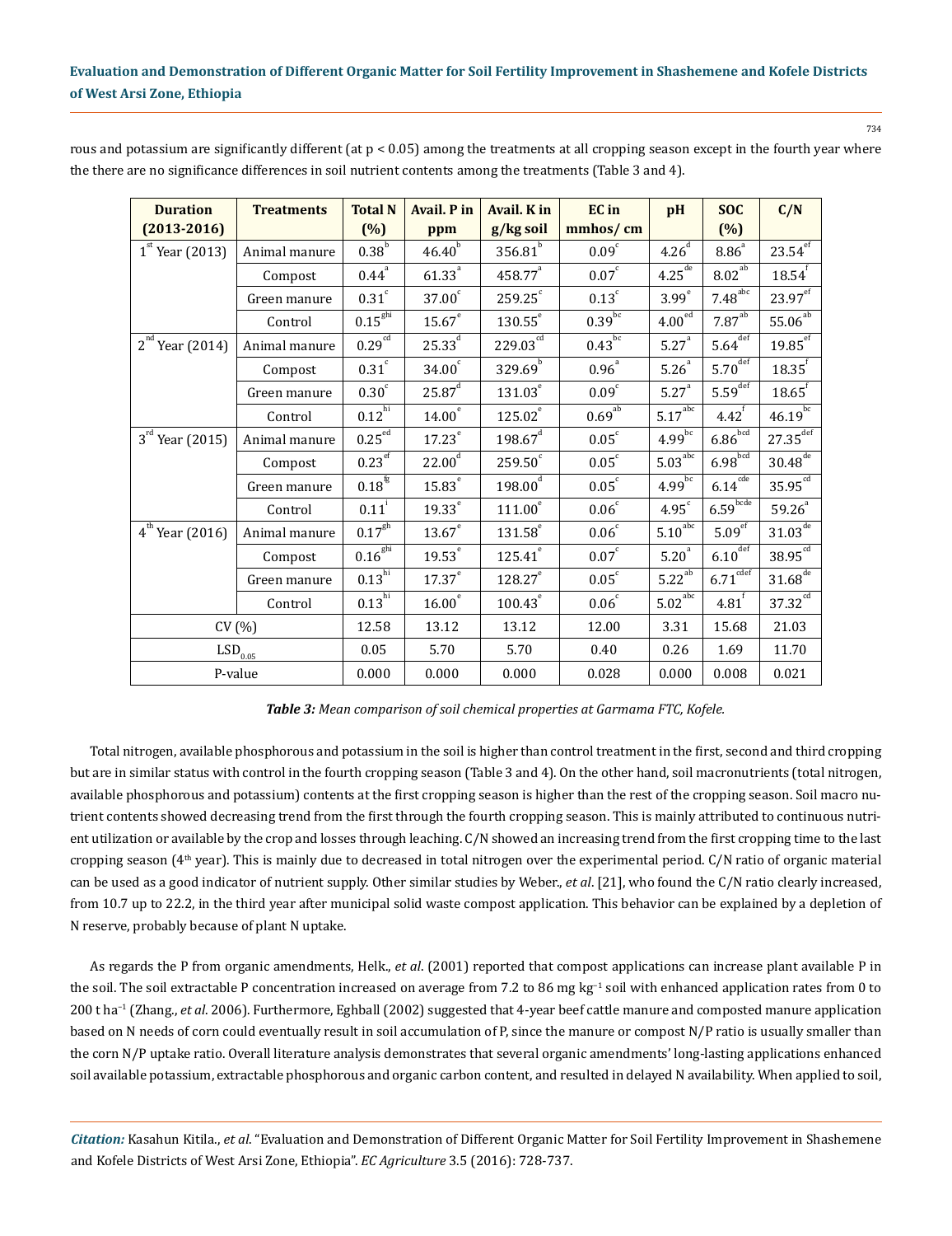rous and potassium are significantly different (at $p < 0.05$) among the treatments at all cropping season except in the fourth year where the there are no significance differences in soil nutrient contents among the treatments (Table 3 and 4).

| Duration (2013-2016) | Treatments | Total N (%) | Avail. P in ppm | Avail. K in g/kg soil | EC in mmhos/ cm | pH | SOC (%) | C/N |
|---|---|---|---|---|---|---|---|---|
| 1st Year (2013) | Animal manure | $0.38^{b}$ | $46.40^{b}$ | $356.81^{b}$ | $0.09^{c}$ | $4.26^{d}$ | $8.86^{a}$ | $23.54^{ef}$ |
| | Compost | $0.44^{a}$ | $61.33^{a}$ | $458.77^{a}$ | $0.07^{c}$ | $4.25^{de}$ | $8.02^{ab}$ | $18.54^{f}$ |
| | Green manure | $0.31^{c}$ | $37.00^{c}$ | $259.25^{c}$ | $0.13^{c}$ | $3.99^{e}$ | $7.48^{abc}$ | $23.97^{ef}$ |
| | Control | $0.15^{ghi}$ | $15.67^{e}$ | $130.55^{e}$ | $0.39^{bc}$ | $4.00^{ed}$ | $7.87^{ab}$ | $55.06^{ab}$ |
| 2nd Year (2014) | Animal manure | $0.29^{cd}$ | $25.33^{d}$ | $229.03^{cd}$ | $0.43^{bc}$ | $5.27^{a}$ | $5.64^{def}$ | $19.85^{ef}$ |
| | Compost | $0.31^{c}$ | $34.00^{c}$ | $329.69^{b}$ | $0.96^{a}$ | $5.26^{a}$ | $5.70^{def}$ | $18.35^{f}$ |
| | Green manure | $0.30^{c}$ | $25.87^{d}$ | $131.03^{e}$ | $0.09^{c}$ | $5.27^{a}$ | $5.59^{def}$ | $18.65^{f}$ |
| | Control | $0.12^{hi}$ | $14.00^{e}$ | $125.02^{e}$ | $0.69^{ab}$ | $5.17^{abc}$ | $4.42^{f}$ | $46.19^{bc}$ |
| 3rd Year (2015) | Animal manure | $0.25^{ed}$ | $17.23^{e}$ | $198.67^{d}$ | $0.05^{c}$ | $4.99^{bc}$ | $6.86^{bcd}$ | $27.35^{def}$ |
| | Compost | $0.23^{ef}$ | $22.00^{d}$ | $259.50^{c}$ | $0.05^{c}$ | $5.03^{abc}$ | $6.98^{bcd}$ | $30.48^{de}$ |
| | Green manure | $0.18^{fg}$ | $15.83^{e}$ | $198.00^{d}$ | $0.05^{c}$ | $4.99^{bc}$ | $6.14^{cde}$ | $35.95^{cd}$ |
| | Control | $0.11^{i}$ | $19.33^{e}$ | $111.00^{e}$ | $0.06^{c}$ | $4.95^{c}$ | $6.59^{bcde}$ | $59.26^{a}$ |
| 4th Year (2016) | Animal manure | $0.17^{gh}$ | $13.67^{e}$ | $131.58^{e}$ | $0.06^{c}$ | $5.10^{abc}$ | $5.09^{ef}$ | $31.03^{de}$ |
| | Compost | $0.16^{ghi}$ | $19.53^{e}$ | $125.41^{e}$ | $0.07^{c}$ | $5.20^{a}$ | $6.10^{def}$ | $38.95^{cd}$ |
| | Green manure | $0.13^{hi}$ | $17.37^{e}$ | $128.27^{e}$ | $0.05^{c}$ | $5.22^{ab}$ | $6.71^{cdef}$ | $31.68^{de}$ |
| | Control | $0.13^{hi}$ | $16.00^{e}$ | $100.43^{e}$ | $0.06^{c}$ | $5.02^{abc}$ | $4.81^{f}$ | $37.32^{cd}$ |
| CV (%) | | 12.58 | 13.12 | 13.12 | 12.00 | 3.31 | 15.68 | 21.03 |
| $LSD_{0.05}$ | | 0.05 | 5.70 | 5.70 | 0.40 | 0.26 | 1.69 | 11.70 |
| P-value | | 0.000 | 0.000 | 0.000 | 0.028 | 0.000 | 0.008 | 0.021 |

***Table 3:** Mean comparison of soil chemical properties at Garmama FTC, Kofele.*

Total nitrogen, available phosphorous and potassium in the soil is higher than control treatment in the first, second and third cropping but are in similar status with control in the fourth cropping season (Table 3 and 4). On the other hand, soil macronutrients (total nitrogen, available phosphorous and potassium) contents at the first cropping season is higher than the rest of the cropping season. Soil macro nutrient contents showed decreasing trend from the first through the fourth cropping season. This is mainly attributed to continuous nutrient utilization or available by the crop and losses through leaching. C/N showed an increasing trend from the first cropping time to the last cropping season (4th year). This is mainly due to decreased in total nitrogen over the experimental period. C/N ratio of organic material can be used as a good indicator of nutrient supply. Other similar studies by Weber., *et al*. [21], who found the C/N ratio clearly increased, from 10.7 up to 22.2, in the third year after municipal solid waste compost application. This behavior can be explained by a depletion of N reserve, probably because of plant N uptake.

As regards the P from organic amendments, Helk., *et al*. (2001) reported that compost applications can increase plant available P in the soil. The soil extractable P concentration increased on average from 7.2 to 86 mg $kg^{-1}$ soil with enhanced application rates from 0 to 200 t $ha^{-1}$ (Zhang., *et al*. 2006). Furthermore, Eghball (2002) suggested that 4-year beef cattle manure and composted manure application based on N needs of corn could eventually result in soil accumulation of P, since the manure or compost N/P ratio is usually smaller than the corn N/P uptake ratio. Overall literature analysis demonstrates that several organic amendments' long-lasting applications enhanced soil available potassium, extractable phosphorous and organic carbon content, and resulted in delayed N availability. When applied to soil,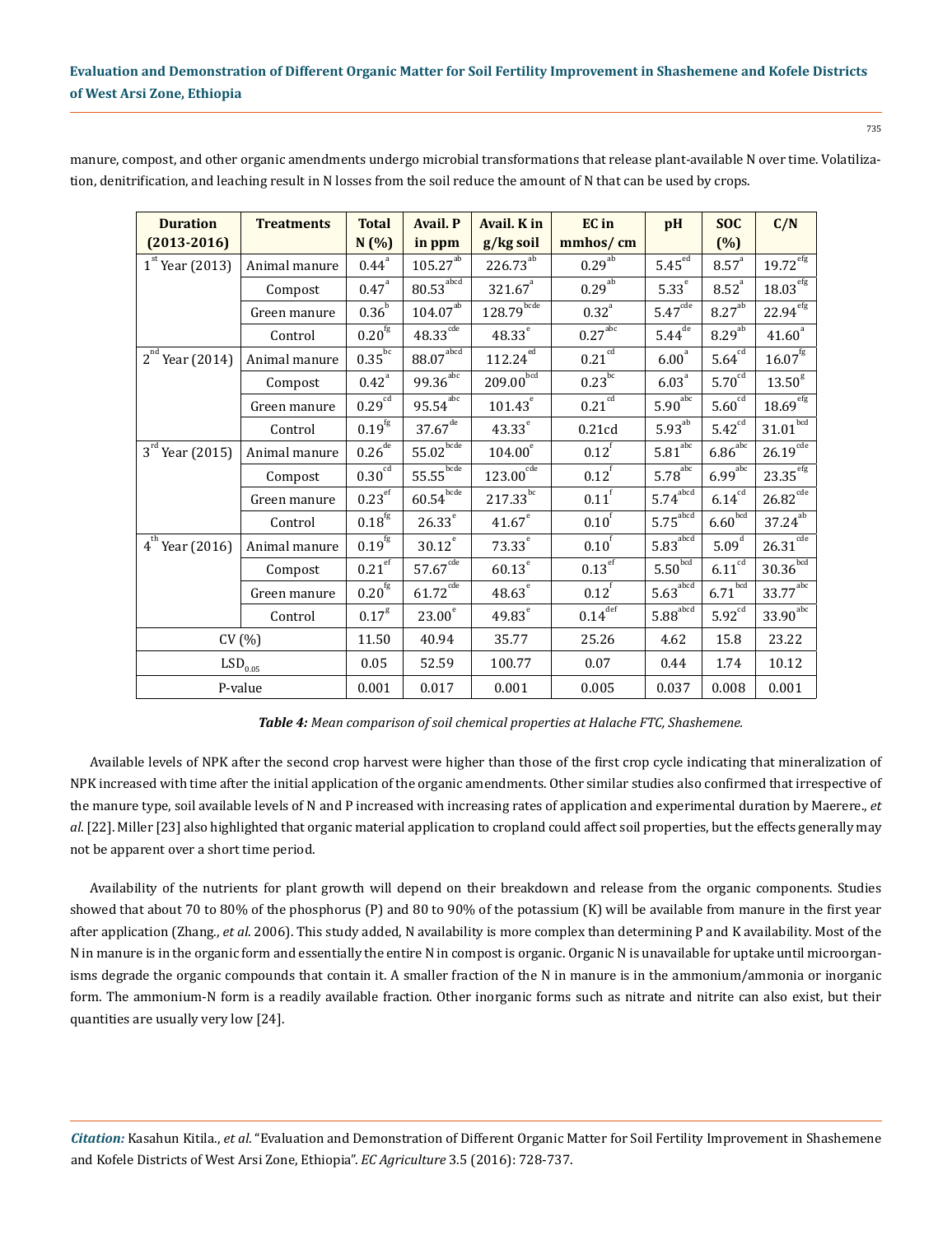manure, compost, and other organic amendments undergo microbial transformations that release plant-available N over time. Volatilization, denitrification, and leaching result in N losses from the soil reduce the amount of N that can be used by crops.

| Duration (2013-2016) | Treatments | Total N (%) | Avail. P in ppm | Avail. K in g/kg soil | EC in mmhos/ cm | pH | SOC (%) | C/N |
|---|---|---|---|---|---|---|---|---|
| $1^{st}$ Year (2013) | Animal manure | $0.44^{a}$ | $105.27^{ab}$ | $226.73^{ab}$ | $0.29^{ab}$ | $5.45^{ed}$ | $8.57^{a}$ | $19.72^{efg}$ |
| | Compost | $0.47^{a}$ | $80.53^{abcd}$ | $321.67^{a}$ | $0.29^{ab}$ | $5.33^{e}$ | $8.52^{a}$ | $18.03^{efg}$ |
| | Green manure | $0.36^{b}$ | $104.07^{ab}$ | $128.79^{bcde}$ | $0.32^{a}$ | $5.47^{cde}$ | $8.27^{ab}$ | $22.94^{efg}$ |
| | Control | $0.20^{fg}$ | $48.33^{cde}$ | $48.33^{e}$ | $0.27^{abc}$ | $5.44^{de}$ | $8.29^{ab}$ | $41.60^{a}$ |
| $2^{nd}$ Year (2014) | Animal manure | $0.35^{bc}$ | $88.07^{abcd}$ | $112.24^{ed}$ | $0.21^{cd}$ | $6.00^{a}$ | $5.64^{cd}$ | $16.07^{fg}$ |
| | Compost | $0.42^{a}$ | $99.36^{abc}$ | $209.00^{bcd}$ | $0.23^{bc}$ | $6.03^{a}$ | $5.70^{cd}$ | $13.50^{g}$ |
| | Green manure | $0.29^{cd}$ | $95.54^{abc}$ | $101.43^{e}$ | $0.21^{cd}$ | $5.90^{abc}$ | $5.60^{cd}$ | $18.69^{efg}$ |
| | Control | $0.19^{fg}$ | $37.67^{de}$ | $43.33^{e}$ | 0.21cd | $5.93^{ab}$ | $5.42^{cd}$ | $31.01^{bcd}$ |
| $3^{rd}$ Year (2015) | Animal manure | $0.26^{de}$ | $55.02^{bcde}$ | $104.00^{e}$ | $0.12^{f}$ | $5.81^{abc}$ | $6.86^{abc}$ | $26.19^{cde}$ |
| | Compost | $0.30^{cd}$ | $55.55^{bcde}$ | $123.00^{cde}$ | $0.12^{f}$ | $5.78^{abc}$ | $6.99^{abc}$ | $23.35^{efg}$ |
| | Green manure | $0.23^{ef}$ | $60.54^{bcde}$ | $217.33^{bc}$ | $0.11^{f}$ | $5.74^{abcd}$ | $6.14^{cd}$ | $26.82^{cde}$ |
| | Control | $0.18^{fg}$ | $26.33^{e}$ | $41.67^{e}$ | $0.10^{f}$ | $5.75^{abcd}$ | $6.60^{bcd}$ | $37.24^{ab}$ |
| $4^{th}$ Year (2016) | Animal manure | $0.19^{fg}$ | $30.12^{e}$ | $73.33^{e}$ | $0.10^{f}$ | $5.83^{abcd}$ | $5.09^{d}$ | $26.31^{cde}$ |
| | Compost | $0.21^{ef}$ | $57.67^{cde}$ | $60.13^{e}$ | $0.13^{ef}$ | $5.50^{bcd}$ | $6.11^{cd}$ | $30.36^{bcd}$ |
| | Green manure | $0.20^{fg}$ | $61.72^{cde}$ | $48.63^{e}$ | $0.12^{f}$ | $5.63^{abcd}$ | $6.71^{bcd}$ | $33.77^{abc}$ |
| | Control | $0.17^{g}$ | $23.00^{e}$ | $49.83^{e}$ | $0.14^{def}$ | $5.88^{abcd}$ | $5.92^{cd}$ | $33.90^{abc}$ |
| CV (%) | | 11.50 | 40.94 | 35.77 | 25.26 | 4.62 | 15.8 | 23.22 |
| $LSD_{0.05}$ | | 0.05 | 52.59 | 100.77 | 0.07 | 0.44 | 1.74 | 10.12 |
| P-value | | 0.001 | 0.017 | 0.001 | 0.005 | 0.037 | 0.008 | 0.001 |

***Table 4:*** *Mean comparison of soil chemical properties at Halache FTC, Shashemene.*

Available levels of NPK after the second crop harvest were higher than those of the first crop cycle indicating that mineralization of NPK increased with time after the initial application of the organic amendments. Other similar studies also confirmed that irrespective of the manure type, soil available levels of N and P increased with increasing rates of application and experimental duration by Maerere., *et al*. [22]. Miller [23] also highlighted that organic material application to cropland could affect soil properties, but the effects generally may not be apparent over a short time period.

Availability of the nutrients for plant growth will depend on their breakdown and release from the organic components. Studies showed that about 70 to 80% of the phosphorus (P) and 80 to 90% of the potassium (K) will be available from manure in the first year after application (Zhang., *et al*. 2006). This study added, N availability is more complex than determining P and K availability. Most of the N in manure is in the organic form and essentially the entire N in compost is organic. Organic N is unavailable for uptake until microorganisms degrade the organic compounds that contain it. A smaller fraction of the N in manure is in the ammonium/ammonia or inorganic form. The ammonium-N form is a readily available fraction. Other inorganic forms such as nitrate and nitrite can also exist, but their quantities are usually very low [24].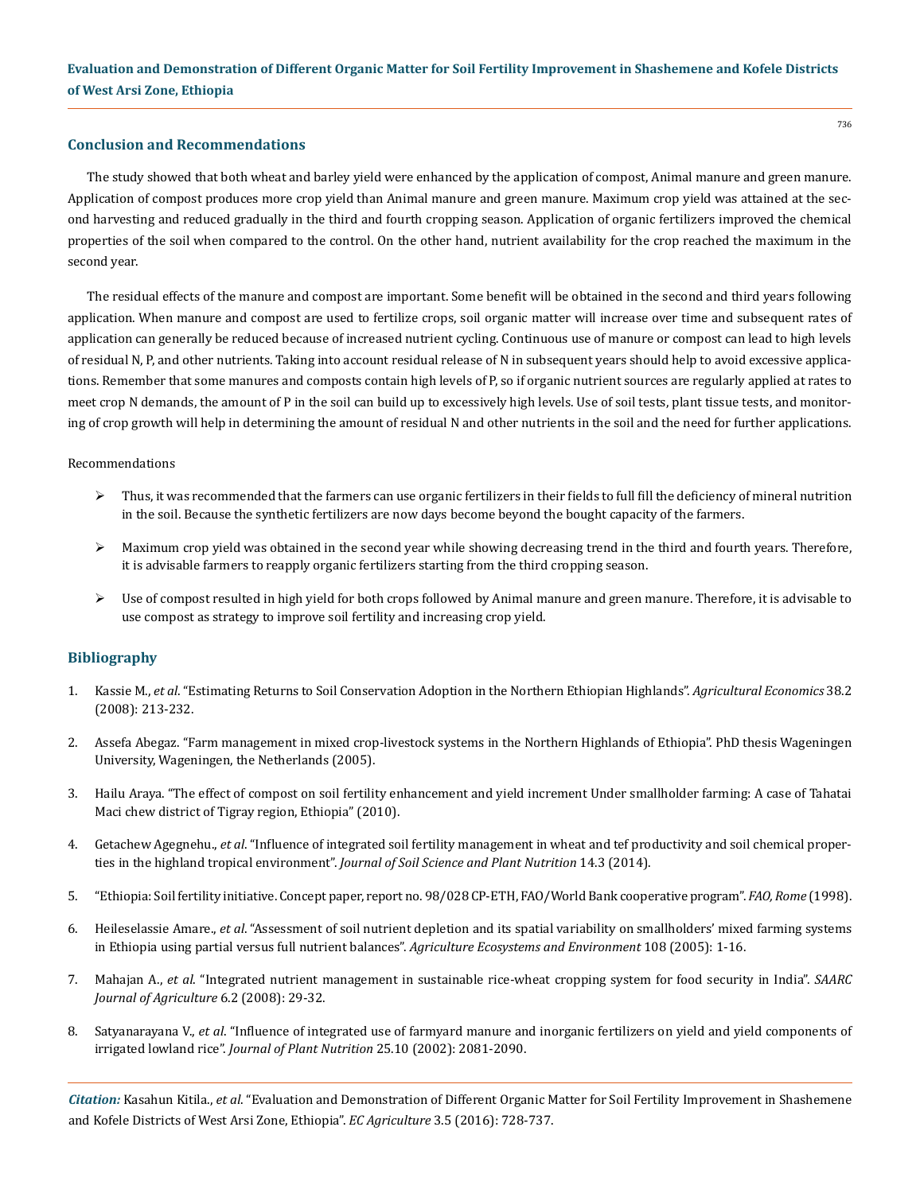## Conclusion and Recommendations

The study showed that both wheat and barley yield were enhanced by the application of compost, Animal manure and green manure. Application of compost produces more crop yield than Animal manure and green manure. Maximum crop yield was attained at the second harvesting and reduced gradually in the third and fourth cropping season. Application of organic fertilizers improved the chemical properties of the soil when compared to the control. On the other hand, nutrient availability for the crop reached the maximum in the second year.

The residual effects of the manure and compost are important. Some benefit will be obtained in the second and third years following application. When manure and compost are used to fertilize crops, soil organic matter will increase over time and subsequent rates of application can generally be reduced because of increased nutrient cycling. Continuous use of manure or compost can lead to high levels of residual N, P, and other nutrients. Taking into account residual release of N in subsequent years should help to avoid excessive applications. Remember that some manures and composts contain high levels of P, so if organic nutrient sources are regularly applied at rates to meet crop N demands, the amount of P in the soil can build up to excessively high levels. Use of soil tests, plant tissue tests, and monitoring of crop growth will help in determining the amount of residual N and other nutrients in the soil and the need for further applications.

Recommendations

- Thus, it was recommended that the farmers can use organic fertilizers in their fields to full fill the deficiency of mineral nutrition in the soil. Because the synthetic fertilizers are now days become beyond the bought capacity of the farmers.
- Maximum crop yield was obtained in the second year while showing decreasing trend in the third and fourth years. Therefore, it is advisable farmers to reapply organic fertilizers starting from the third cropping season.
- Use of compost resulted in high yield for both crops followed by Animal manure and green manure. Therefore, it is advisable to use compost as strategy to improve soil fertility and increasing crop yield.

## Bibliography

1. Kassie M., *et al*. "Estimating Returns to Soil Conservation Adoption in the Northern Ethiopian Highlands". *Agricultural Economics* 38.2 (2008): 213-232.
2. Assefa Abegaz. "Farm management in mixed crop-livestock systems in the Northern Highlands of Ethiopia". PhD thesis Wageningen University, Wageningen, the Netherlands (2005).
3. Hailu Araya. "The effect of compost on soil fertility enhancement and yield increment Under smallholder farming: A case of Tahatai Maci chew district of Tigray region, Ethiopia" (2010).
4. Getachew Agegnehu., *et al*. "Influence of integrated soil fertility management in wheat and tef productivity and soil chemical properties in the highland tropical environment". *Journal of Soil Science and Plant Nutrition* 14.3 (2014).
5. "Ethiopia: Soil fertility initiative. Concept paper, report no. 98/028 CP-ETH, FAO/World Bank cooperative program". *FAO, Rome* (1998).
6. Heileselassie Amare., *et al*. "Assessment of soil nutrient depletion and its spatial variability on smallholders' mixed farming systems in Ethiopia using partial versus full nutrient balances". *Agriculture Ecosystems and Environment* 108 (2005): 1-16.
7. Mahajan A., *et al*. "Integrated nutrient management in sustainable rice-wheat cropping system for food security in India". *SAARC Journal of Agriculture* 6.2 (2008): 29-32.
8. Satyanarayana V., *et al*. "Influence of integrated use of farmyard manure and inorganic fertilizers on yield and yield components of irrigated lowland rice". *Journal of Plant Nutrition* 25.10 (2002): 2081-2090.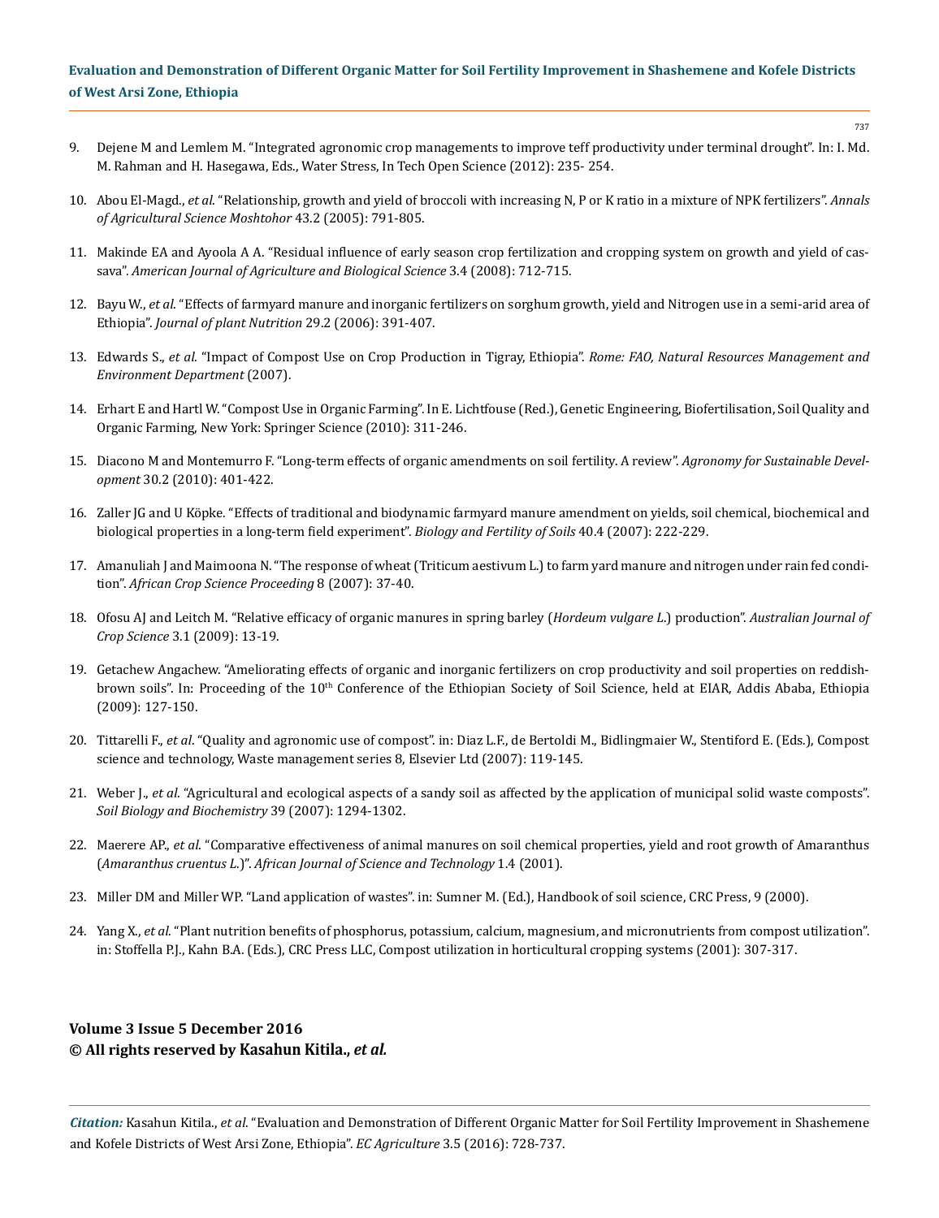9. Dejene M and Lemlem M. "Integrated agronomic crop managements to improve teff productivity under terminal drought". In: I. Md. M. Rahman and H. Hasegawa, Eds., Water Stress, In Tech Open Science (2012): 235- 254.

10. Abou El-Magd., *et al*. "Relationship, growth and yield of broccoli with increasing N, P or K ratio in a mixture of NPK fertilizers". *Annals of Agricultural Science Moshtohor* 43.2 (2005): 791-805.

11. Makinde EA and Ayoola A A. "Residual influence of early season crop fertilization and cropping system on growth and yield of cassava". *American Journal of Agriculture and Biological Science* 3.4 (2008): 712-715.

12. Bayu W., *et al*. "Effects of farmyard manure and inorganic fertilizers on sorghum growth, yield and Nitrogen use in a semi-arid area of Ethiopia". *Journal of plant Nutrition* 29.2 (2006): 391-407.

13. Edwards S., *et al*. "Impact of Compost Use on Crop Production in Tigray, Ethiopia". *Rome: FAO, Natural Resources Management and Environment Department* (2007).

14. Erhart E and Hartl W. "Compost Use in Organic Farming". In E. Lichtfouse (Red.), Genetic Engineering, Biofertilisation, Soil Quality and Organic Farming, New York: Springer Science (2010): 311-246.

15. Diacono M and Montemurro F. "Long-term effects of organic amendments on soil fertility. A review". *Agronomy for Sustainable Development* 30.2 (2010): 401-422.

16. Zaller JG and U Köpke. "Effects of traditional and biodynamic farmyard manure amendment on yields, soil chemical, biochemical and biological properties in a long-term field experiment". *Biology and Fertility of Soils* 40.4 (2007): 222-229.

17. Amanuliah J and Maimoona N. "The response of wheat (Triticum aestivum L.) to farm yard manure and nitrogen under rain fed condition". *African Crop Science Proceeding* 8 (2007): 37-40.

18. Ofosu AJ and Leitch M. "Relative efficacy of organic manures in spring barley (*Hordeum vulgare L*.) production". *Australian Journal of Crop Science* 3.1 (2009): 13-19.

19. Getachew Angachew. "Ameliorating effects of organic and inorganic fertilizers on crop productivity and soil properties on reddish-brown soils". In: Proceeding of the 10th Conference of the Ethiopian Society of Soil Science, held at EIAR, Addis Ababa, Ethiopia (2009): 127-150.

20. Tittarelli F., *et al*. "Quality and agronomic use of compost". in: Diaz L.F., de Bertoldi M., Bidlingmaier W., Stentiford E. (Eds.), Compost science and technology, Waste management series 8, Elsevier Ltd (2007): 119-145.

21. Weber J., *et al*. "Agricultural and ecological aspects of a sandy soil as affected by the application of municipal solid waste composts". *Soil Biology and Biochemistry* 39 (2007): 1294-1302.

22. Maerere AP., *et al*. "Comparative effectiveness of animal manures on soil chemical properties, yield and root growth of Amaranthus (*Amaranthus cruentus L*.)". *African Journal of Science and Technology* 1.4 (2001).

23. Miller DM and Miller WP. "Land application of wastes". in: Sumner M. (Ed.), Handbook of soil science, CRC Press, 9 (2000).

24. Yang X., *et al*. "Plant nutrition benefits of phosphorus, potassium, calcium, magnesium, and micronutrients from compost utilization". in: Stoffella P.J., Kahn B.A. (Eds.), CRC Press LLC, Compost utilization in horticultural cropping systems (2001): 307-317.

**Volume 3 Issue 5 December 2016**
**© All rights reserved by Kasahun Kitila., *et al.***